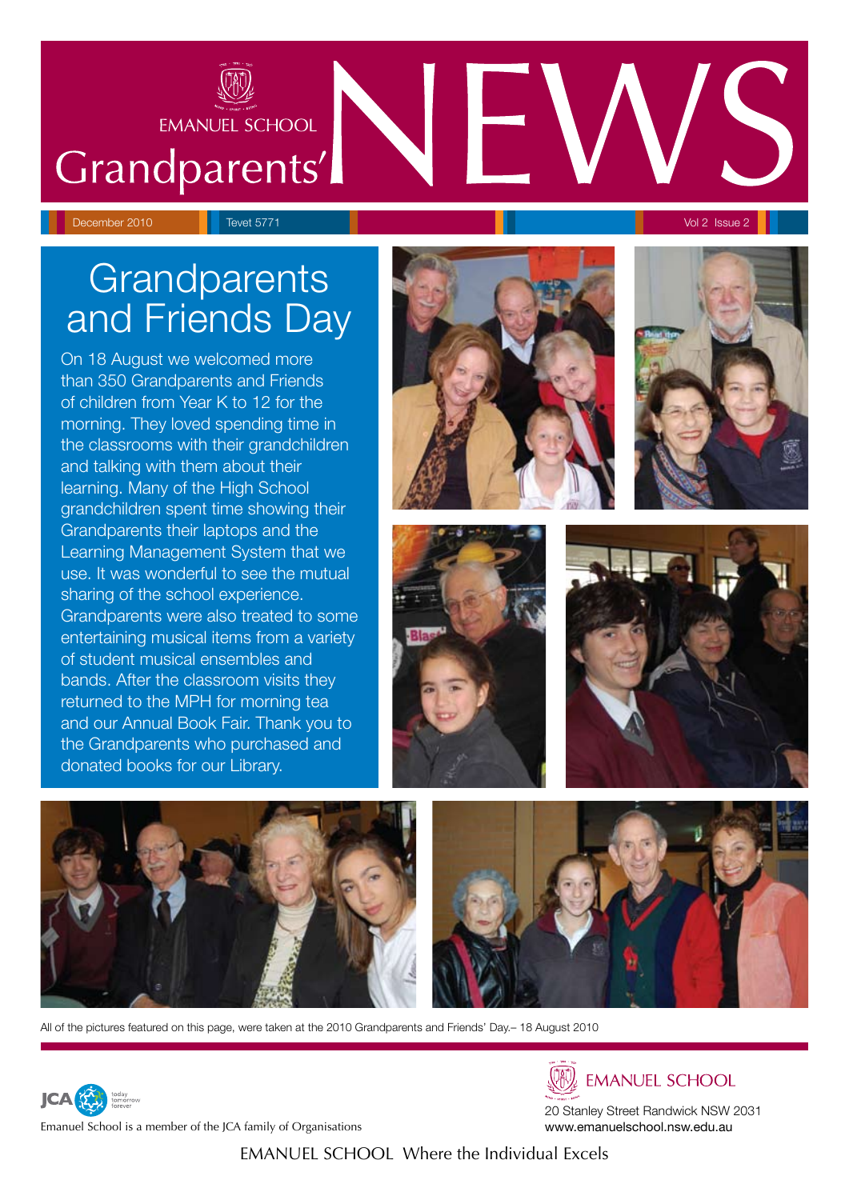# EMANUEL SCHOOL Grandparents' NEWS

December 2010 | Tevet 5771 | Vol 2 Issue 2

## Grandparents and Friends Day

On 18 August we welcomed more than 350 Grandparents and Friends of children from Year K to 12 for the morning. They loved spending time in the classrooms with their grandchildren and talking with them about their learning. Many of the High School grandchildren spent time showing their Grandparents their laptops and the Learning Management System that we use. It was wonderful to see the mutual sharing of the school experience. Grandparents were also treated to some entertaining musical items from a variety of student musical ensembles and bands. After the classroom visits they returned to the MPH for morning tea and our Annual Book Fair. Thank you to the Grandparents who purchased and donated books for our Library.

All of the pictures featured on this page, were taken at the 2010 Grandparents and Friends' Day.– 18 August 2010

JCA today tomorrow forever

Emanuel School is a member of the JCA family of Organisations

EMANUEL SCHOOL
20 Stanley Street Randwick NSW 2031
www.emanuelschool.nsw.edu.au

EMANUEL SCHOOL Where the Individual Excels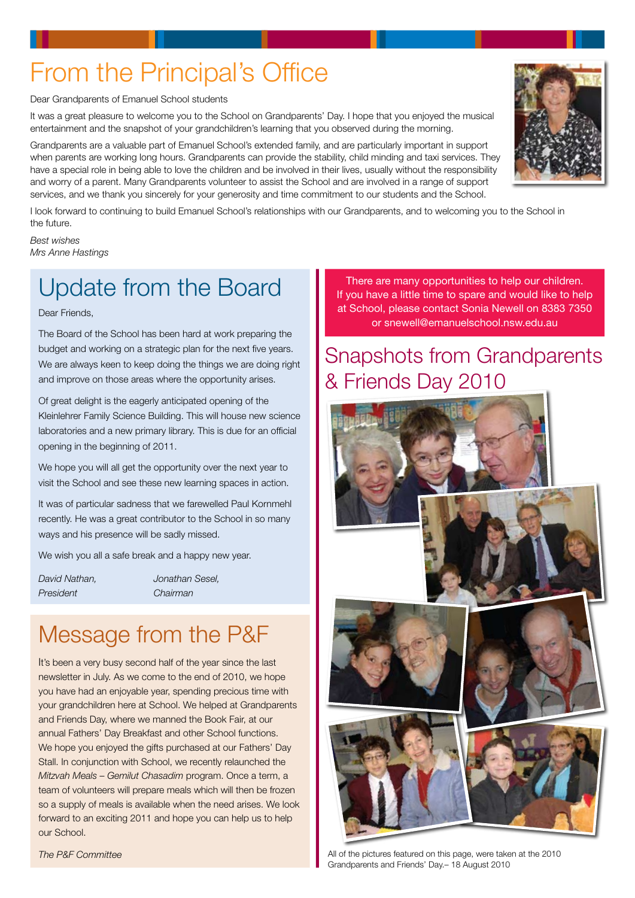# From the Principal's Office

Dear Grandparents of Emanuel School students

It was a great pleasure to welcome you to the School on Grandparents' Day. I hope that you enjoyed the musical entertainment and the snapshot of your grandchildren's learning that you observed during the morning.

Grandparents are a valuable part of Emanuel School's extended family, and are particularly important in support when parents are working long hours. Grandparents can provide the stability, child minding and taxi services. They have a special role in being able to love the children and be involved in their lives, usually without the responsibility and worry of a parent. Many Grandparents volunteer to assist the School and are involved in a range of support services, and we thank you sincerely for your generosity and time commitment to our students and the School.

I look forward to continuing to build Emanuel School's relationships with our Grandparents, and to welcoming you to the School in the future.

*Best wishes*
*Mrs Anne Hastings*

## Update from the Board

Dear Friends,

The Board of the School has been hard at work preparing the budget and working on a strategic plan for the next five years. We are always keen to keep doing the things we are doing right and improve on those areas where the opportunity arises.

Of great delight is the eagerly anticipated opening of the Kleinlehrer Family Science Building. This will house new science laboratories and a new primary library. This is due for an official opening in the beginning of 2011.

We hope you will all get the opportunity over the next year to visit the School and see these new learning spaces in action.

It was of particular sadness that we farewelled Paul Kornmehl recently. He was a great contributor to the School in so many ways and his presence will be sadly missed.

We wish you all a safe break and a happy new year.

*David Nathan,* *Jonathan Sesel,*
*President* *Chairman*

## Message from the P&F

It's been a very busy second half of the year since the last newsletter in July. As we come to the end of 2010, we hope you have had an enjoyable year, spending precious time with your grandchildren here at School. We helped at Grandparents and Friends Day, where we manned the Book Fair, at our annual Fathers' Day Breakfast and other School functions. We hope you enjoyed the gifts purchased at our Fathers' Day Stall. In conjunction with School, we recently relaunched the *Mitzvah Meals – Gemilut Chasadim* program. Once a term, a team of volunteers will prepare meals which will then be frozen so a supply of meals is available when the need arises. We look forward to an exciting 2011 and hope you can help us to help our School.

*The P&F Committee*

There are many opportunities to help our children. If you have a little time to spare and would like to help at School, please contact Sonia Newell on 8383 7350 or snewell@emanuelschool.nsw.edu.au

## Snapshots from Grandparents & Friends Day 2010

All of the pictures featured on this page, were taken at the 2010 Grandparents and Friends' Day.– 18 August 2010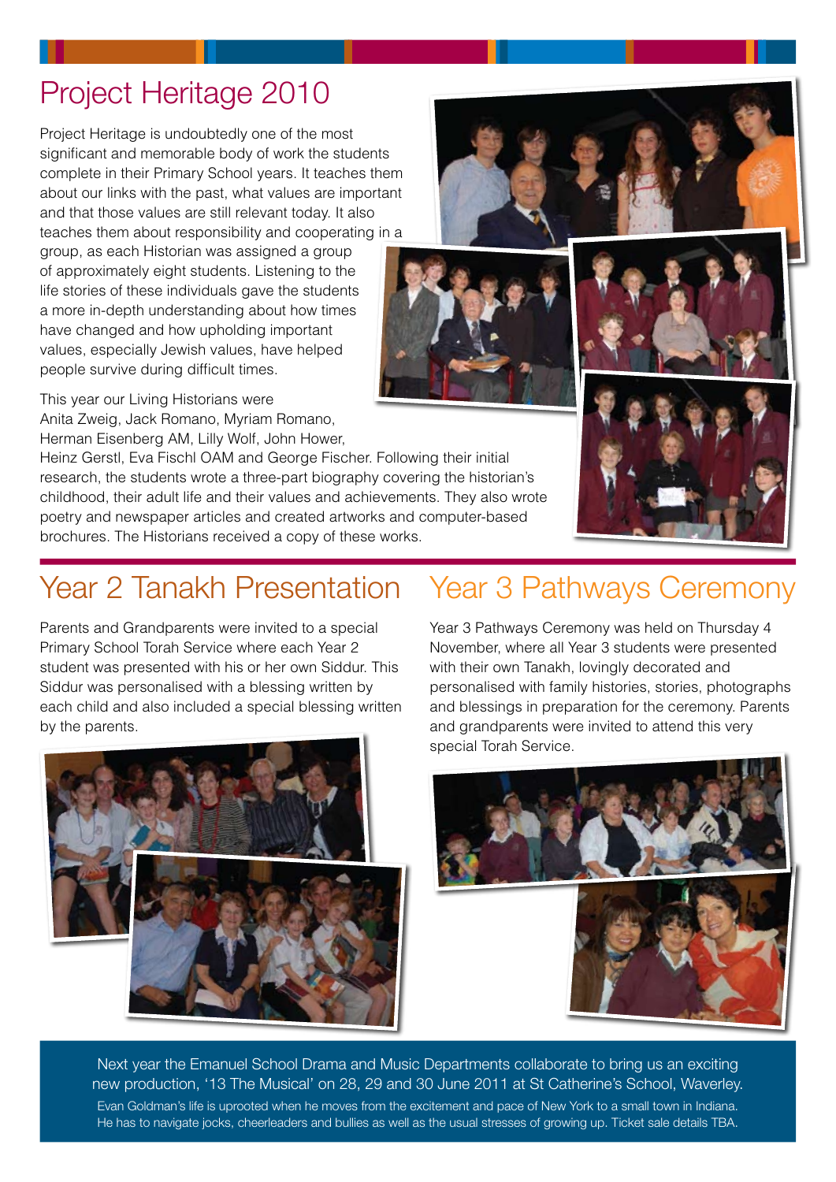# Project Heritage 2010

Project Heritage is undoubtedly one of the most significant and memorable body of work the students complete in their Primary School years. It teaches them about our links with the past, what values are important and that those values are still relevant today. It also teaches them about responsibility and cooperating in a group, as each Historian was assigned a group of approximately eight students. Listening to the life stories of these individuals gave the students a more in-depth understanding about how times have changed and how upholding important values, especially Jewish values, have helped people survive during difficult times.

This year our Living Historians were Anita Zweig, Jack Romano, Myriam Romano, Herman Eisenberg AM, Lilly Wolf, John Hower, Heinz Gerstl, Eva Fischl OAM and George Fischer. Following their initial research, the students wrote a three-part biography covering the historian's childhood, their adult life and their values and achievements. They also wrote poetry and newspaper articles and created artworks and computer-based brochures. The Historians received a copy of these works.

# Year 2 Tanakh Presentation

Parents and Grandparents were invited to a special Primary School Torah Service where each Year 2 student was presented with his or her own Siddur. This Siddur was personalised with a blessing written by each child and also included a special blessing written by the parents.

# Year 3 Pathways Ceremony

Year 3 Pathways Ceremony was held on Thursday 4 November, where all Year 3 students were presented with their own Tanakh, lovingly decorated and personalised with family histories, stories, photographs and blessings in preparation for the ceremony. Parents and grandparents were invited to attend this very special Torah Service.

Next year the Emanuel School Drama and Music Departments collaborate to bring us an exciting new production, '13 The Musical' on 28, 29 and 30 June 2011 at St Catherine's School, Waverley.

Evan Goldman's life is uprooted when he moves from the excitement and pace of New York to a small town in Indiana. He has to navigate jocks, cheerleaders and bullies as well as the usual stresses of growing up. Ticket sale details TBA.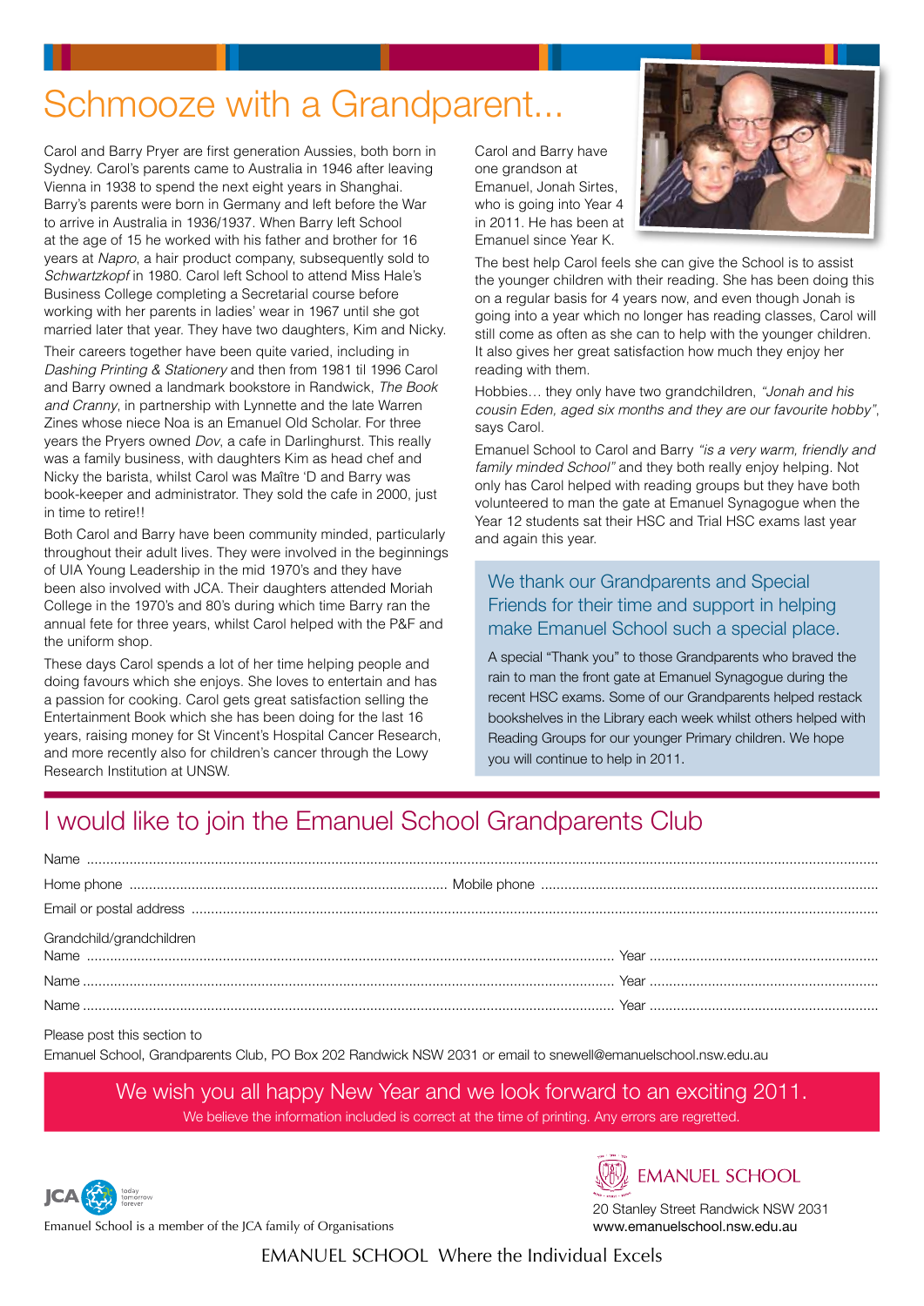# Schmooze with a Grandparent...

Carol and Barry Pryer are first generation Aussies, both born in Sydney. Carol's parents came to Australia in 1946 after leaving Vienna in 1938 to spend the next eight years in Shanghai. Barry's parents were born in Germany and left before the War to arrive in Australia in 1936/1937. When Barry left School at the age of 15 he worked with his father and brother for 16 years at *Napro*, a hair product company, subsequently sold to *Schwartzkopf* in 1980. Carol left School to attend Miss Hale's Business College completing a Secretarial course before working with her parents in ladies' wear in 1967 until she got married later that year. They have two daughters, Kim and Nicky.

Their careers together have been quite varied, including in *Dashing Printing & Stationery* and then from 1981 til 1996 Carol and Barry owned a landmark bookstore in Randwick, *The Book and Cranny*, in partnership with Lynnette and the late Warren Zines whose niece Noa is an Emanuel Old Scholar. For three years the Pryers owned *Dov*, a cafe in Darlinghurst. This really was a family business, with daughters Kim as head chef and Nicky the barista, whilst Carol was Maître 'D and Barry was book-keeper and administrator. They sold the cafe in 2000, just in time to retire!!

Both Carol and Barry have been community minded, particularly throughout their adult lives. They were involved in the beginnings of UIA Young Leadership in the mid 1970's and they have been also involved with JCA. Their daughters attended Moriah College in the 1970's and 80's during which time Barry ran the annual fete for three years, whilst Carol helped with the P&F and the uniform shop.

These days Carol spends a lot of her time helping people and doing favours which she enjoys. She loves to entertain and has a passion for cooking. Carol gets great satisfaction selling the Entertainment Book which she has been doing for the last 16 years, raising money for St Vincent's Hospital Cancer Research, and more recently also for children's cancer through the Lowy Research Institution at UNSW.

Carol and Barry have one grandson at Emanuel, Jonah Sirtes, who is going into Year 4 in 2011. He has been at Emanuel since Year K.

The best help Carol feels she can give the School is to assist the younger children with their reading. She has been doing this on a regular basis for 4 years now, and even though Jonah is going into a year which no longer has reading classes, Carol will still come as often as she can to help with the younger children. It also gives her great satisfaction how much they enjoy her reading with them.

Hobbies… they only have two grandchildren, *"Jonah and his cousin Eden, aged six months and they are our favourite hobby"*, says Carol.

Emanuel School to Carol and Barry *"is a very warm, friendly and family minded School"* and they both really enjoy helping. Not only has Carol helped with reading groups but they have both volunteered to man the gate at Emanuel Synagogue when the Year 12 students sat their HSC and Trial HSC exams last year and again this year.

## We thank our Grandparents and Special Friends for their time and support in helping make Emanuel School such a special place.

A special "Thank you" to those Grandparents who braved the rain to man the front gate at Emanuel Synagogue during the recent HSC exams. Some of our Grandparents helped restack bookshelves in the Library each week whilst others helped with Reading Groups for our younger Primary children. We hope you will continue to help in 2011.

# I would like to join the Emanuel School Grandparents Club

Name ..........................................................................................

Home phone .................................... Mobile phone ....................................

Email or postal address ..........................................................................

Grandchild/grandchildren

Name .................................................... Year ....................

Name .................................................... Year ....................

Name .................................................... Year ....................

Please post this section to

Emanuel School, Grandparents Club, PO Box 202 Randwick NSW 2031 or email to snewell@emanuelschool.nsw.edu.au

**We wish you all happy New Year and we look forward to an exciting 2011.**

We believe the information included is correct at the time of printing. Any errors are regretted.

JCA today tomorrow forever

Emanuel School is a member of the JCA family of Organisations

EMANUEL SCHOOL

20 Stanley Street Randwick NSW 2031
www.emanuelschool.nsw.edu.au

EMANUEL SCHOOL Where the Individual Excels